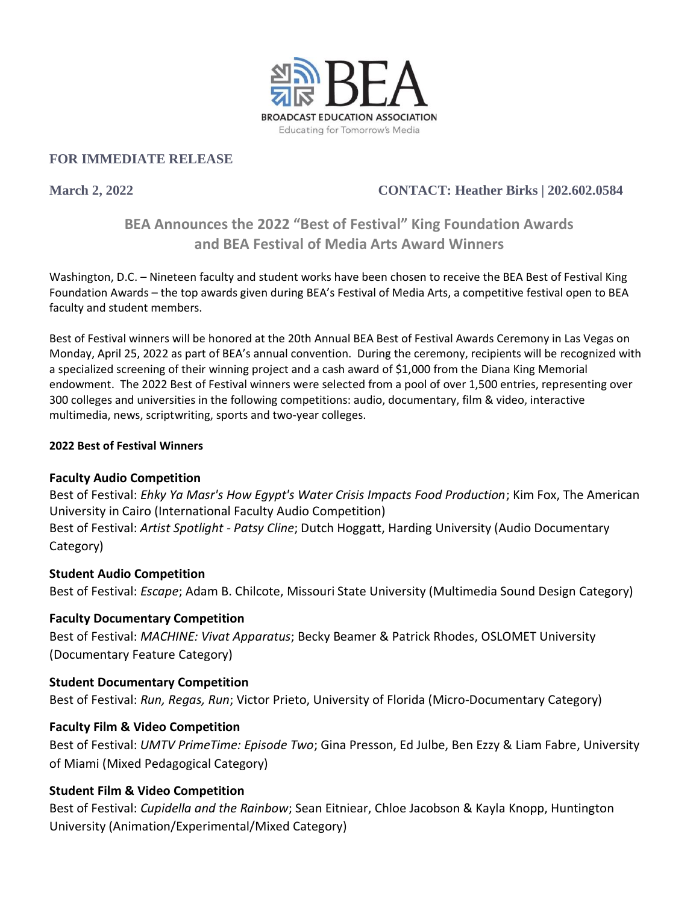BEA

BROADCAST EDUCATION ASSOCIATION

Educating for Tomorrow's Media

**FOR IMMEDIATE RELEASE**

**March 2, 2022** **CONTACT: Heather Birks | 202.602.0584**

## BEA Announces the 2022 "Best of Festival" King Foundation Awards and BEA Festival of Media Arts Award Winners

Washington, D.C. – Nineteen faculty and student works have been chosen to receive the BEA Best of Festival King Foundation Awards – the top awards given during BEA's Festival of Media Arts, a competitive festival open to BEA faculty and student members.

Best of Festival winners will be honored at the 20th Annual BEA Best of Festival Awards Ceremony in Las Vegas on Monday, April 25, 2022 as part of BEA's annual convention. During the ceremony, recipients will be recognized with a specialized screening of their winning project and a cash award of $1,000 from the Diana King Memorial endowment. The 2022 Best of Festival winners were selected from a pool of over 1,500 entries, representing over 300 colleges and universities in the following competitions: audio, documentary, film & video, interactive multimedia, news, scriptwriting, sports and two-year colleges.

**2022 Best of Festival Winners**

**Faculty Audio Competition**

Best of Festival: *Ehky Ya Masr's How Egypt's Water Crisis Impacts Food Production*; Kim Fox, The American University in Cairo (International Faculty Audio Competition)

Best of Festival: *Artist Spotlight - Patsy Cline*; Dutch Hoggatt, Harding University (Audio Documentary Category)

**Student Audio Competition**

Best of Festival: *Escape*; Adam B. Chilcote, Missouri State University (Multimedia Sound Design Category)

**Faculty Documentary Competition**

Best of Festival: *MACHINE: Vivat Apparatus*; Becky Beamer & Patrick Rhodes, OSLOMET University (Documentary Feature Category)

**Student Documentary Competition**

Best of Festival: *Run, Regas, Run*; Victor Prieto, University of Florida (Micro-Documentary Category)

**Faculty Film & Video Competition**

Best of Festival: *UMTV PrimeTime: Episode Two*; Gina Presson, Ed Julbe, Ben Ezzy & Liam Fabre, University of Miami (Mixed Pedagogical Category)

**Student Film & Video Competition**

Best of Festival: *Cupidella and the Rainbow*; Sean Eitniear, Chloe Jacobson & Kayla Knopp, Huntington University (Animation/Experimental/Mixed Category)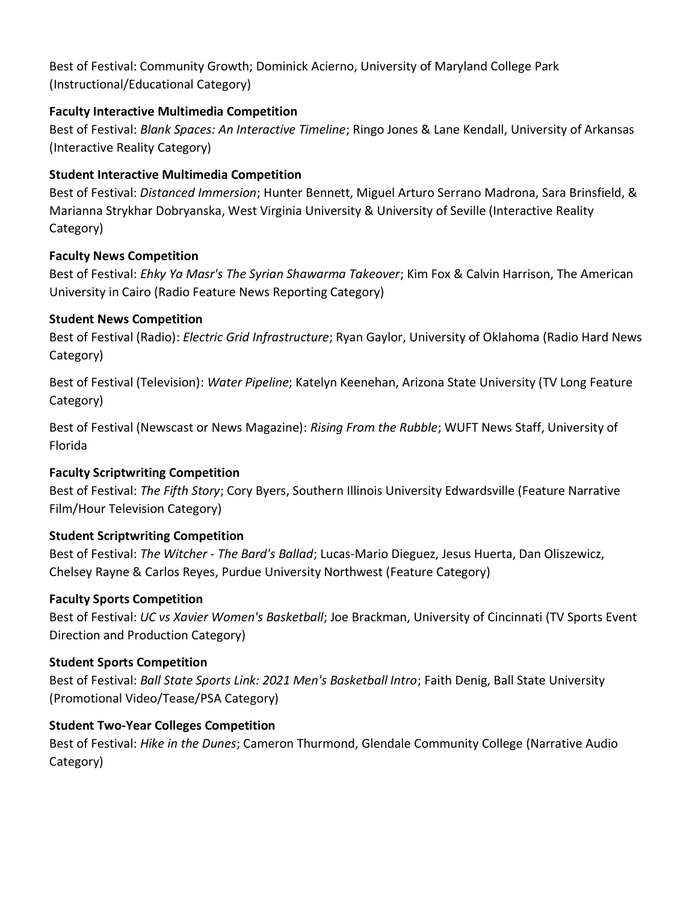Best of Festival: Community Growth; Dominick Acierno, University of Maryland College Park (Instructional/Educational Category)

**Faculty Interactive Multimedia Competition**

Best of Festival: *Blank Spaces: An Interactive Timeline*; Ringo Jones & Lane Kendall, University of Arkansas (Interactive Reality Category)

**Student Interactive Multimedia Competition**

Best of Festival: *Distanced Immersion*; Hunter Bennett, Miguel Arturo Serrano Madrona, Sara Brinsfield, & Marianna Strykhar Dobryanska, West Virginia University & University of Seville (Interactive Reality Category)

**Faculty News Competition**

Best of Festival: *Ehky Ya Masr's The Syrian Shawarma Takeover*; Kim Fox & Calvin Harrison, The American University in Cairo (Radio Feature News Reporting Category)

**Student News Competition**

Best of Festival (Radio): *Electric Grid Infrastructure*; Ryan Gaylor, University of Oklahoma (Radio Hard News Category)

Best of Festival (Television): *Water Pipeline*; Katelyn Keenehan, Arizona State University (TV Long Feature Category)

Best of Festival (Newscast or News Magazine): *Rising From the Rubble*; WUFT News Staff, University of Florida

**Faculty Scriptwriting Competition**

Best of Festival: *The Fifth Story*; Cory Byers, Southern Illinois University Edwardsville (Feature Narrative Film/Hour Television Category)

**Student Scriptwriting Competition**

Best of Festival: *The Witcher - The Bard's Ballad*; Lucas-Mario Dieguez, Jesus Huerta, Dan Oliszewicz, Chelsey Rayne & Carlos Reyes, Purdue University Northwest (Feature Category)

**Faculty Sports Competition**

Best of Festival: *UC vs Xavier Women's Basketball*; Joe Brackman, University of Cincinnati (TV Sports Event Direction and Production Category)

**Student Sports Competition**

Best of Festival: *Ball State Sports Link: 2021 Men's Basketball Intro*; Faith Denig, Ball State University (Promotional Video/Tease/PSA Category)

**Student Two-Year Colleges Competition**

Best of Festival: *Hike in the Dunes*; Cameron Thurmond, Glendale Community College (Narrative Audio Category)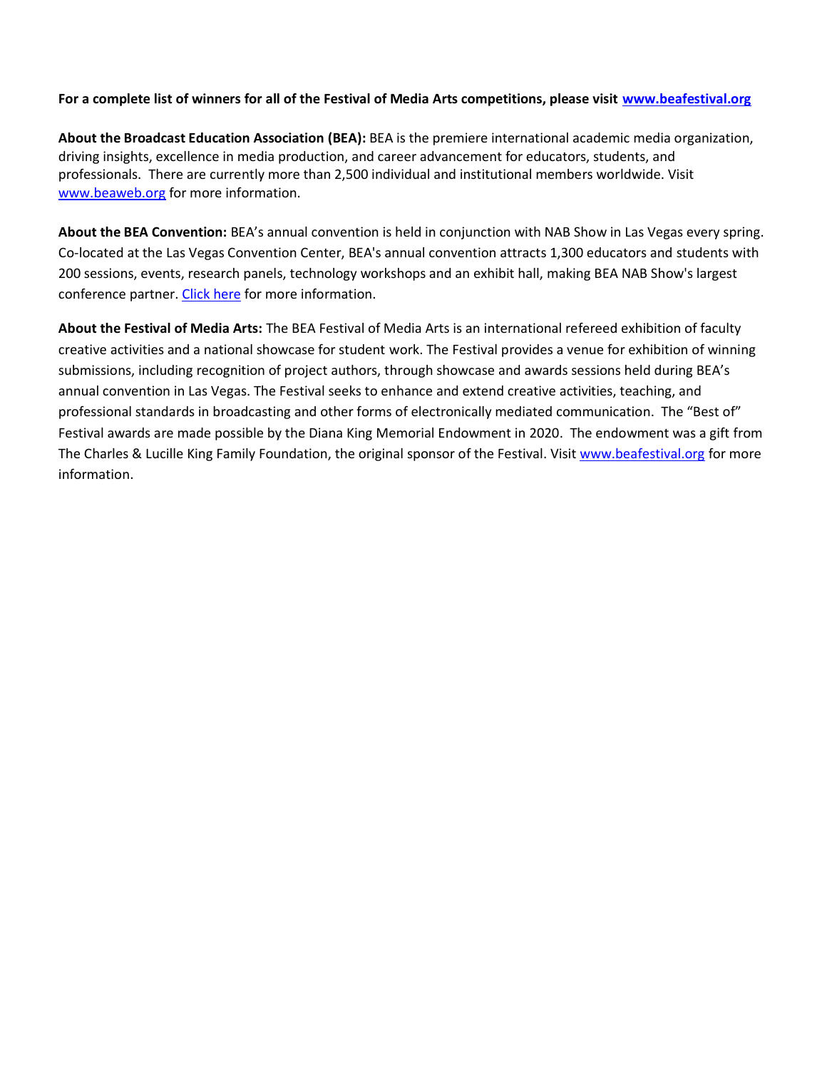**For a complete list of winners for all of the Festival of Media Arts competitions, please visit [www.beafestival.org](www.beafestival.org)**

**About the Broadcast Education Association (BEA):** BEA is the premiere international academic media organization, driving insights, excellence in media production, and career advancement for educators, students, and professionals. There are currently more than 2,500 individual and institutional members worldwide. Visit [www.beaweb.org](www.beaweb.org) for more information.

**About the BEA Convention:** BEA's annual convention is held in conjunction with NAB Show in Las Vegas every spring. Co-located at the Las Vegas Convention Center, BEA's annual convention attracts 1,300 educators and students with 200 sessions, events, research panels, technology workshops and an exhibit hall, making BEA NAB Show's largest conference partner. Click here for more information.

**About the Festival of Media Arts:** The BEA Festival of Media Arts is an international refereed exhibition of faculty creative activities and a national showcase for student work. The Festival provides a venue for exhibition of winning submissions, including recognition of project authors, through showcase and awards sessions held during BEA's annual convention in Las Vegas. The Festival seeks to enhance and extend creative activities, teaching, and professional standards in broadcasting and other forms of electronically mediated communication. The "Best of" Festival awards are made possible by the Diana King Memorial Endowment in 2020. The endowment was a gift from The Charles & Lucille King Family Foundation, the original sponsor of the Festival. Visit [www.beafestival.org](www.beafestival.org) for more information.